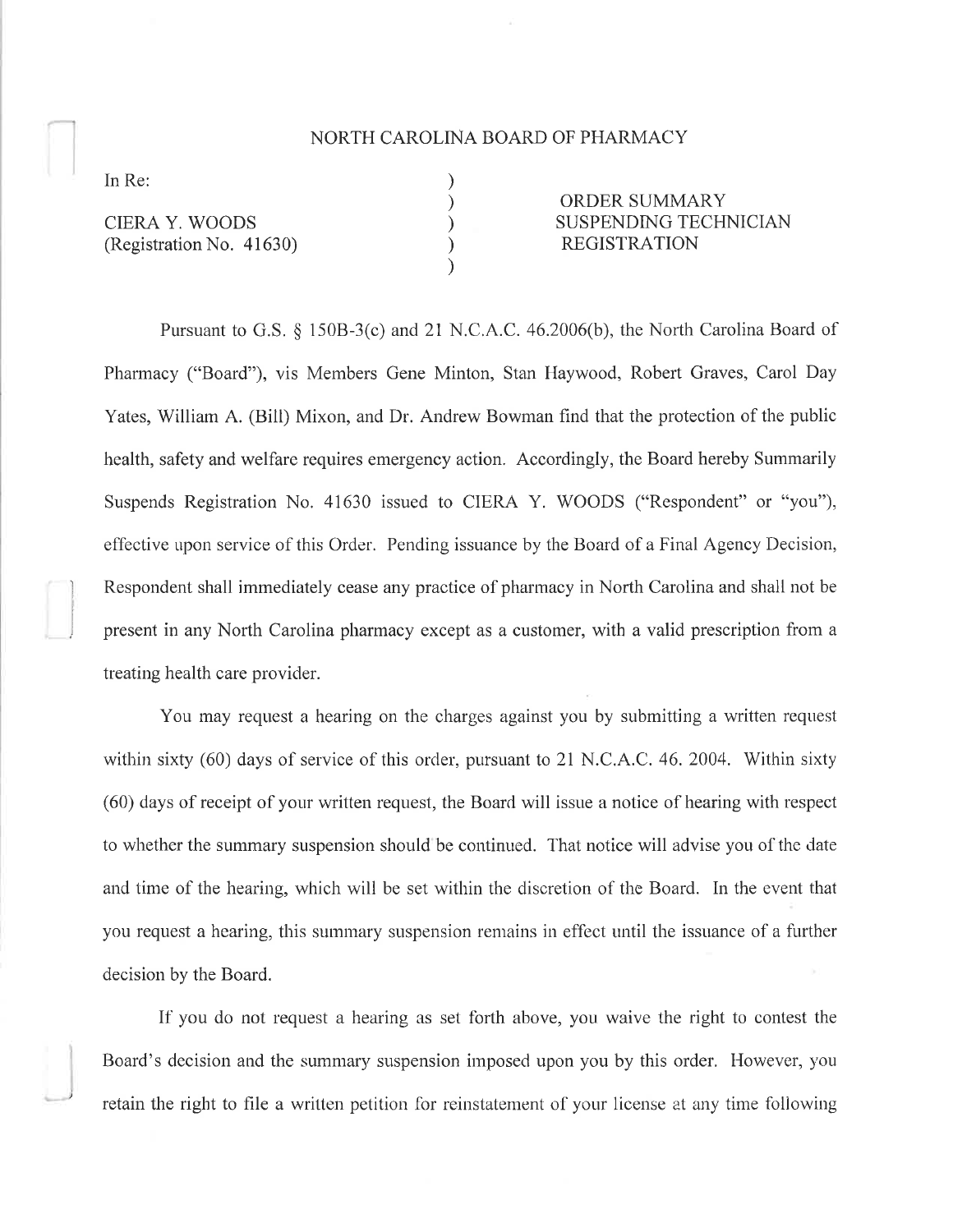# NORTH CAROLINA BOARD OF PHARMACY

| | | |
|---|---|---|
| In Re: | ) | |
| | ) | ORDER SUMMARY |
| CIERA Y. WOODS | ) | SUSPENDING TECHNICIAN |
| (Registration No. 41630) | ) | REGISTRATION |
| | ) | |

Pursuant to G.S. § 150B-3(c) and 21 N.C.A.C. 46.2006(b), the North Carolina Board of Pharmacy ("Board"), vis Members Gene Minton, Stan Haywood, Robert Graves, Carol Day Yates, William A. (Bill) Mixon, and Dr. Andrew Bowman find that the protection of the public health, safety and welfare requires emergency action. Accordingly, the Board hereby Summarily Suspends Registration No. 41630 issued to CIERA Y. WOODS ("Respondent" or "you"), effective upon service of this Order. Pending issuance by the Board of a Final Agency Decision, Respondent shall immediately cease any practice of pharmacy in North Carolina and shall not be present in any North Carolina pharmacy except as a customer, with a valid prescription from a treating health care provider.

You may request a hearing on the charges against you by submitting a written request within sixty (60) days of service of this order, pursuant to 21 N.C.A.C. 46. 2004. Within sixty (60) days of receipt of your written request, the Board will issue a notice of hearing with respect to whether the summary suspension should be continued. That notice will advise you of the date and time of the hearing, which will be set within the discretion of the Board. In the event that you request a hearing, this summary suspension remains in effect until the issuance of a further decision by the Board.

If you do not request a hearing as set forth above, you waive the right to contest the Board's decision and the summary suspension imposed upon you by this order. However, you retain the right to file a written petition for reinstatement of your license at any time following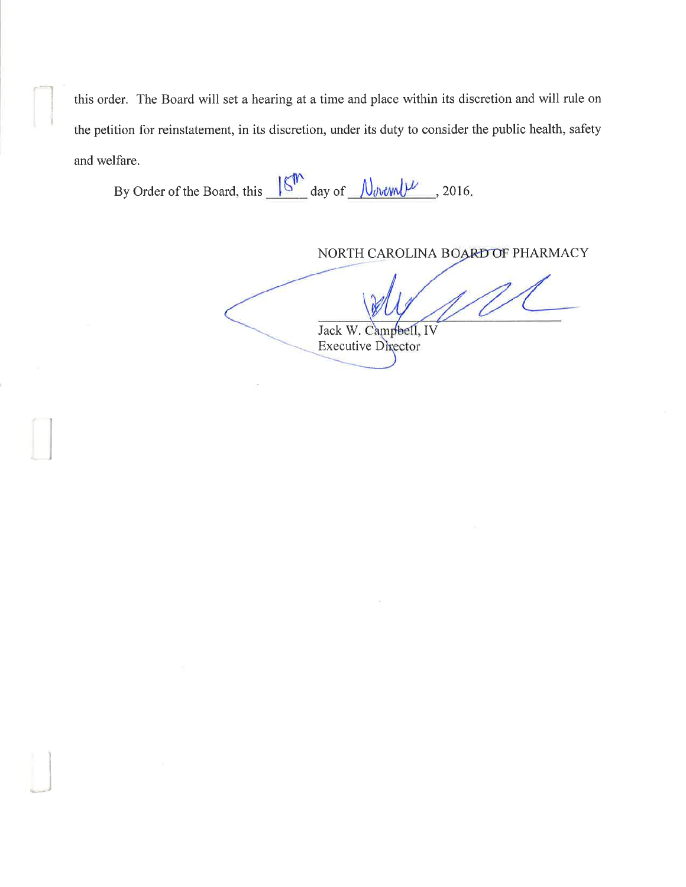this order. The Board will set a hearing at a time and place within its discretion and will rule on the petition for reinstatement, in its discretion, under its duty to consider the public health, safety and welfare.

By Order of the Board, this 18th day of November, 2016.

NORTH CAROLINA BOARD OF PHARMACY

Jack W. Campbell, IV
Executive Director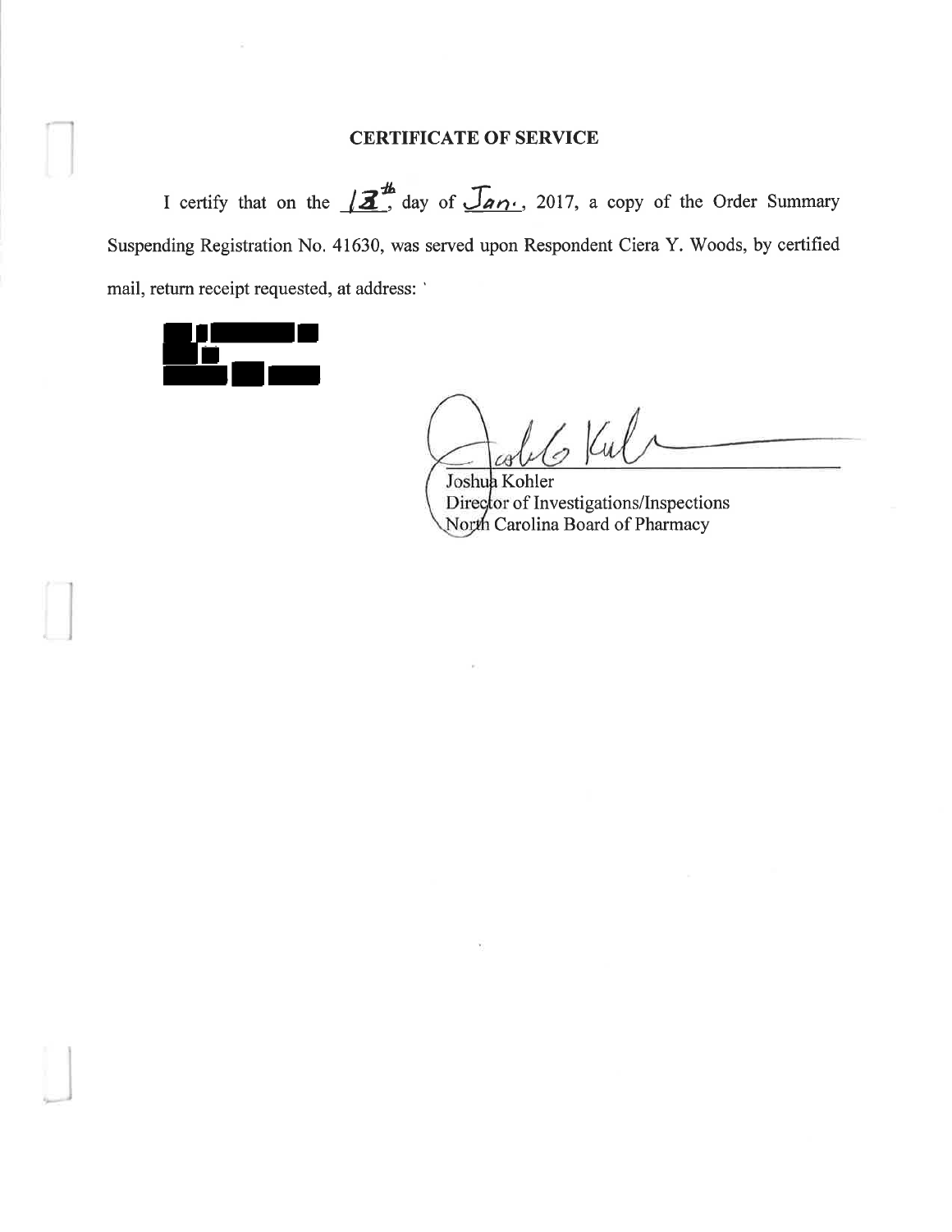**CERTIFICATE OF SERVICE**

I certify that on the 13th day of Jan., 2017, a copy of the Order Summary Suspending Registration No. 41630, was served upon Respondent Ciera Y. Woods, by certified mail, return receipt requested, at address:

Joshua Kohler
Director of Investigations/Inspections
North Carolina Board of Pharmacy